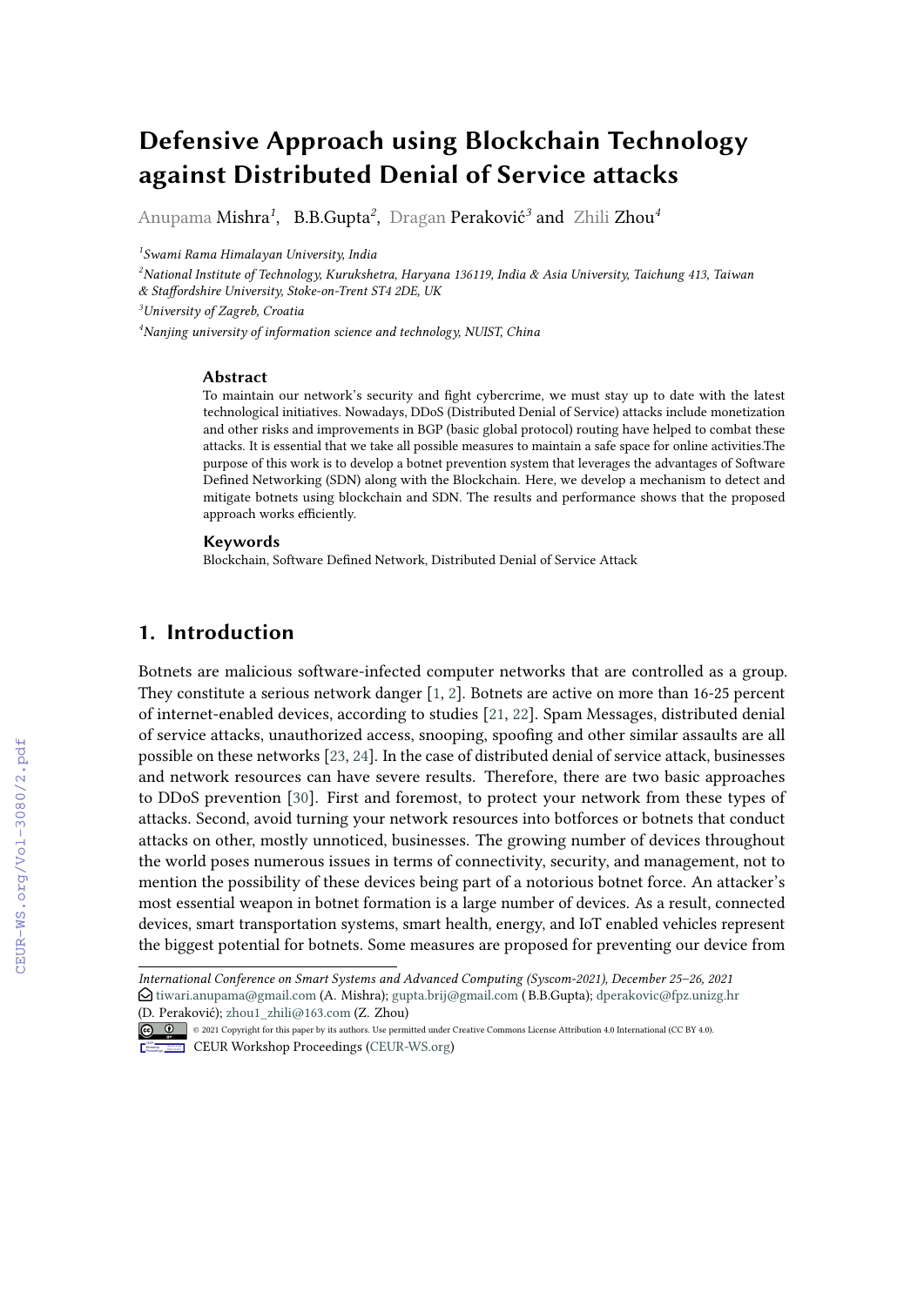# Defensive Approach using Blockchain Technology against Distributed Denial of Service attacks

Anupama Mishra[1], B.B.Gupta[2], Dragan Peraković[3] and Zhili Zhou[4]

[1]Swami Rama Himalayan University, India

[2]National Institute of Technology, Kurukshetra, Haryana 136119, India & Asia University, Taichung 413, Taiwan & Staffordshire University, Stoke-on-Trent ST4 2DE, UK

[3]University of Zagreb, Croatia

[4]Nanjing university of information science and technology, NUIST, China

### Abstract

To maintain our network's security and fight cybercrime, we must stay up to date with the latest technological initiatives. Nowadays, DDoS (Distributed Denial of Service) attacks include monetization and other risks and improvements in BGP (basic global protocol) routing have helped to combat these attacks. It is essential that we take all possible measures to maintain a safe space for online activities.The purpose of this work is to develop a botnet prevention system that leverages the advantages of Software Defined Networking (SDN) along with the Blockchain. Here, we develop a mechanism to detect and mitigate botnets using blockchain and SDN. The results and performance shows that the proposed approach works efficiently.

### Keywords

Blockchain, Software Defined Network, Distributed Denial of Service Attack

## 1. Introduction

Botnets are malicious software-infected computer networks that are controlled as a group. They constitute a serious network danger [1, 2]. Botnets are active on more than 16-25 percent of internet-enabled devices, according to studies [21, 22]. Spam Messages, distributed denial of service attacks, unauthorized access, snooping, spoofing and other similar assaults are all possible on these networks [23, 24]. In the case of distributed denial of service attack, businesses and network resources can have severe results. Therefore, there are two basic approaches to DDoS prevention [30]. First and foremost, to protect your network from these types of attacks. Second, avoid turning your network resources into botforces or botnets that conduct attacks on other, mostly unnoticed, businesses. The growing number of devices throughout the world poses numerous issues in terms of connectivity, security, and management, not to mention the possibility of these devices being part of a notorious botnet force. An attacker's most essential weapon in botnet formation is a large number of devices. As a result, connected devices, smart transportation systems, smart health, energy, and IoT enabled vehicles represent the biggest potential for botnets. Some measures are proposed for preventing our device from

---

*International Conference on Smart Systems and Advanced Computing (Syscom-2021), December 25–26, 2021*
tiwari.anupama@gmail.com (A. Mishra); gupta.brij@gmail.com ( B.B.Gupta); dperakovic@fpz.unizg.hr (D. Peraković); zhou1_zhili@163.com (Z. Zhou)

© 2021 Copyright for this paper by its authors. Use permitted under Creative Commons License Attribution 4.0 International (CC BY 4.0).
CEUR Workshop Proceedings (CEUR-WS.org)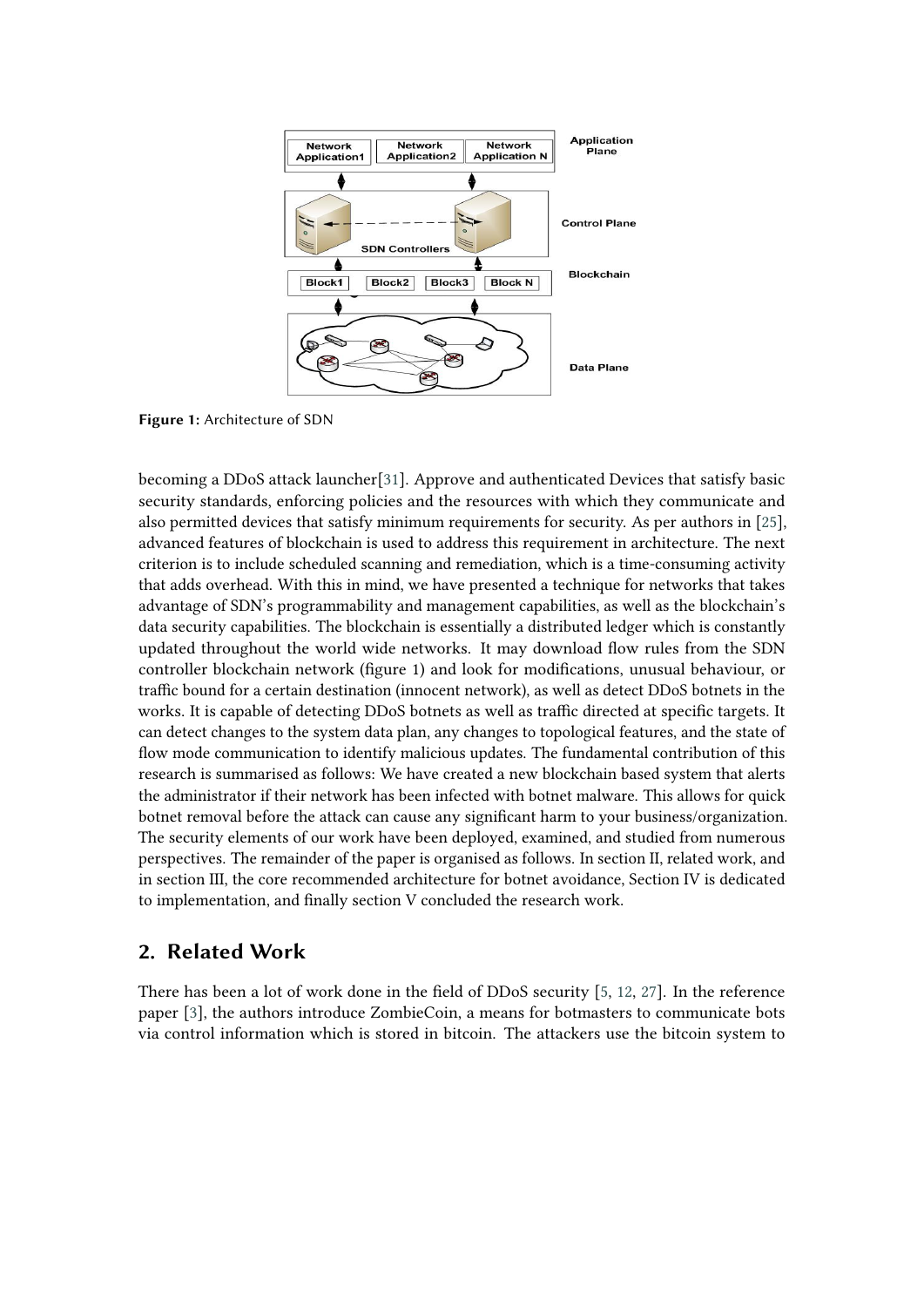Figure 1: Architecture of SDN

becoming a DDoS attack launcher[31]. Approve and authenticated Devices that satisfy basic security standards, enforcing policies and the resources with which they communicate and also permitted devices that satisfy minimum requirements for security. As per authors in [25], advanced features of blockchain is used to address this requirement in architecture. The next criterion is to include scheduled scanning and remediation, which is a time-consuming activity that adds overhead. With this in mind, we have presented a technique for networks that takes advantage of SDN's programmability and management capabilities, as well as the blockchain's data security capabilities. The blockchain is essentially a distributed ledger which is constantly updated throughout the world wide networks. It may download flow rules from the SDN controller blockchain network (figure 1) and look for modifications, unusual behaviour, or traffic bound for a certain destination (innocent network), as well as detect DDoS botnets in the works. It is capable of detecting DDoS botnets as well as traffic directed at specific targets. It can detect changes to the system data plan, any changes to topological features, and the state of flow mode communication to identify malicious updates. The fundamental contribution of this research is summarised as follows: We have created a new blockchain based system that alerts the administrator if their network has been infected with botnet malware. This allows for quick botnet removal before the attack can cause any significant harm to your business/organization. The security elements of our work have been deployed, examined, and studied from numerous perspectives. The remainder of the paper is organised as follows. In section II, related work, and in section III, the core recommended architecture for botnet avoidance, Section IV is dedicated to implementation, and finally section V concluded the research work.

## 2. Related Work

There has been a lot of work done in the field of DDoS security [5, 12, 27]. In the reference paper [3], the authors introduce ZombieCoin, a means for botmasters to communicate bots via control information which is stored in bitcoin. The attackers use the bitcoin system to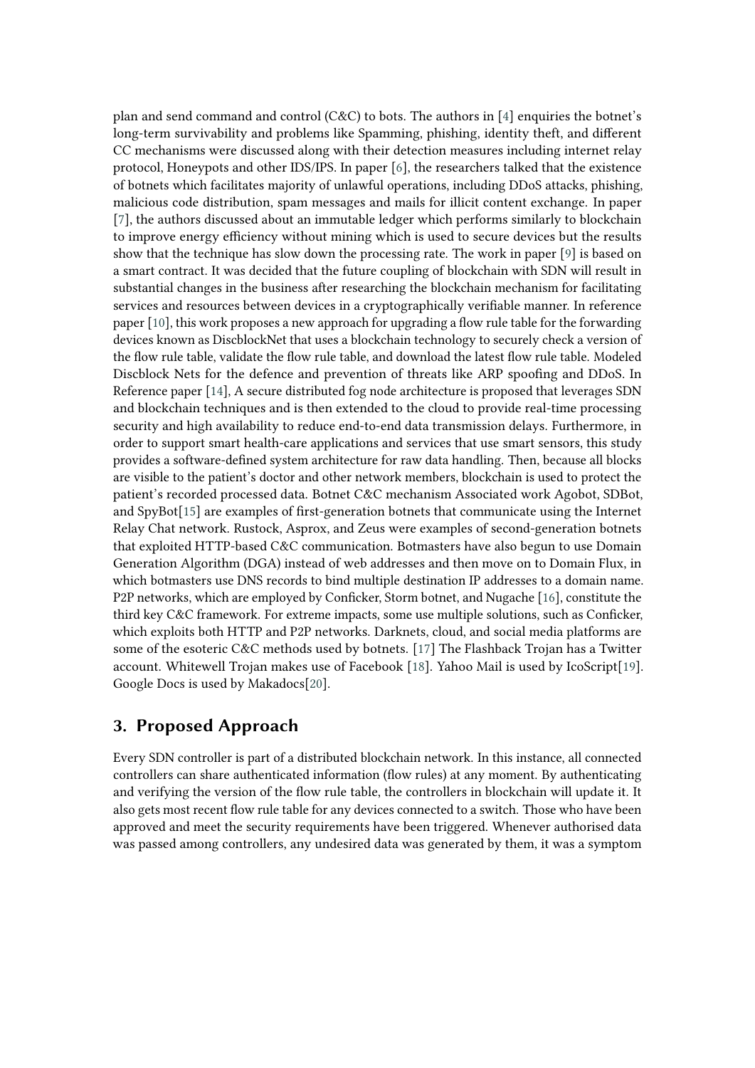plan and send command and control (C&C) to bots. The authors in [4] enquiries the botnet's long-term survivability and problems like Spamming, phishing, identity theft, and different CC mechanisms were discussed along with their detection measures including internet relay protocol, Honeypots and other IDS/IPS. In paper [6], the researchers talked that the existence of botnets which facilitates majority of unlawful operations, including DDoS attacks, phishing, malicious code distribution, spam messages and mails for illicit content exchange. In paper [7], the authors discussed about an immutable ledger which performs similarly to blockchain to improve energy efficiency without mining which is used to secure devices but the results show that the technique has slow down the processing rate. The work in paper [9] is based on a smart contract. It was decided that the future coupling of blockchain with SDN will result in substantial changes in the business after researching the blockchain mechanism for facilitating services and resources between devices in a cryptographically verifiable manner. In reference paper [10], this work proposes a new approach for upgrading a flow rule table for the forwarding devices known as DiscblockNet that uses a blockchain technology to securely check a version of the flow rule table, validate the flow rule table, and download the latest flow rule table. Modeled Discblock Nets for the defence and prevention of threats like ARP spoofing and DDoS. In Reference paper [14], A secure distributed fog node architecture is proposed that leverages SDN and blockchain techniques and is then extended to the cloud to provide real-time processing security and high availability to reduce end-to-end data transmission delays. Furthermore, in order to support smart health-care applications and services that use smart sensors, this study provides a software-defined system architecture for raw data handling. Then, because all blocks are visible to the patient's doctor and other network members, blockchain is used to protect the patient's recorded processed data. Botnet C&C mechanism Associated work Agobot, SDBot, and SpyBot[15] are examples of first-generation botnets that communicate using the Internet Relay Chat network. Rustock, Asprox, and Zeus were examples of second-generation botnets that exploited HTTP-based C&C communication. Botmasters have also begun to use Domain Generation Algorithm (DGA) instead of web addresses and then move on to Domain Flux, in which botmasters use DNS records to bind multiple destination IP addresses to a domain name. P2P networks, which are employed by Conficker, Storm botnet, and Nugache [16], constitute the third key C&C framework. For extreme impacts, some use multiple solutions, such as Conficker, which exploits both HTTP and P2P networks. Darknets, cloud, and social media platforms are some of the esoteric C&C methods used by botnets. [17] The Flashback Trojan has a Twitter account. Whitewell Trojan makes use of Facebook [18]. Yahoo Mail is used by IcoScript[19]. Google Docs is used by Makadocs[20].

## 3. Proposed Approach

Every SDN controller is part of a distributed blockchain network. In this instance, all connected controllers can share authenticated information (flow rules) at any moment. By authenticating and verifying the version of the flow rule table, the controllers in blockchain will update it. It also gets most recent flow rule table for any devices connected to a switch. Those who have been approved and meet the security requirements have been triggered. Whenever authorised data was passed among controllers, any undesired data was generated by them, it was a symptom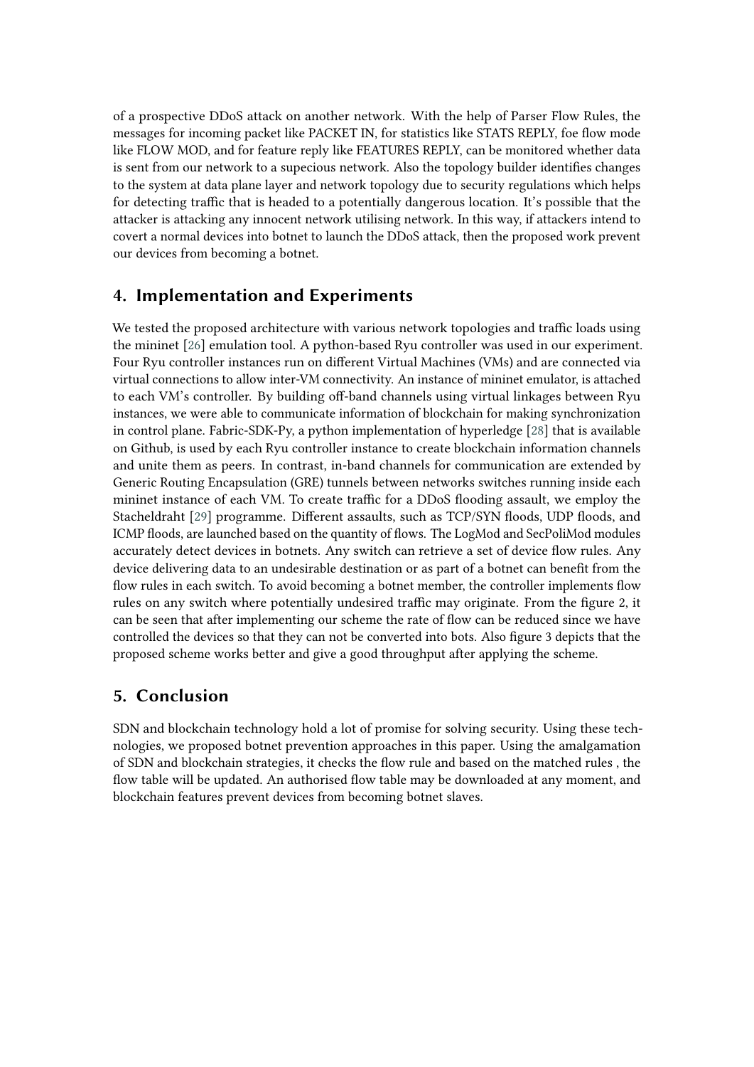of a prospective DDoS attack on another network. With the help of Parser Flow Rules, the messages for incoming packet like PACKET IN, for statistics like STATS REPLY, foe flow mode like FLOW MOD, and for feature reply like FEATURES REPLY, can be monitored whether data is sent from our network to a supecious network. Also the topology builder identifies changes to the system at data plane layer and network topology due to security regulations which helps for detecting traffic that is headed to a potentially dangerous location. It's possible that the attacker is attacking any innocent network utilising network. In this way, if attackers intend to covert a normal devices into botnet to launch the DDoS attack, then the proposed work prevent our devices from becoming a botnet.

## 4. Implementation and Experiments

We tested the proposed architecture with various network topologies and traffic loads using the mininet [26] emulation tool. A python-based Ryu controller was used in our experiment. Four Ryu controller instances run on different Virtual Machines (VMs) and are connected via virtual connections to allow inter-VM connectivity. An instance of mininet emulator, is attached to each VM's controller. By building off-band channels using virtual linkages between Ryu instances, we were able to communicate information of blockchain for making synchronization in control plane. Fabric-SDK-Py, a python implementation of hyperledge [28] that is available on Github, is used by each Ryu controller instance to create blockchain information channels and unite them as peers. In contrast, in-band channels for communication are extended by Generic Routing Encapsulation (GRE) tunnels between networks switches running inside each mininet instance of each VM. To create traffic for a DDoS flooding assault, we employ the Stacheldraht [29] programme. Different assaults, such as TCP/SYN floods, UDP floods, and ICMP floods, are launched based on the quantity of flows. The LogMod and SecPoliMod modules accurately detect devices in botnets. Any switch can retrieve a set of device flow rules. Any device delivering data to an undesirable destination or as part of a botnet can benefit from the flow rules in each switch. To avoid becoming a botnet member, the controller implements flow rules on any switch where potentially undesired traffic may originate. From the figure 2, it can be seen that after implementing our scheme the rate of flow can be reduced since we have controlled the devices so that they can not be converted into bots. Also figure 3 depicts that the proposed scheme works better and give a good throughput after applying the scheme.

## 5. Conclusion

SDN and blockchain technology hold a lot of promise for solving security. Using these technologies, we proposed botnet prevention approaches in this paper. Using the amalgamation of SDN and blockchain strategies, it checks the flow rule and based on the matched rules , the flow table will be updated. An authorised flow table may be downloaded at any moment, and blockchain features prevent devices from becoming botnet slaves.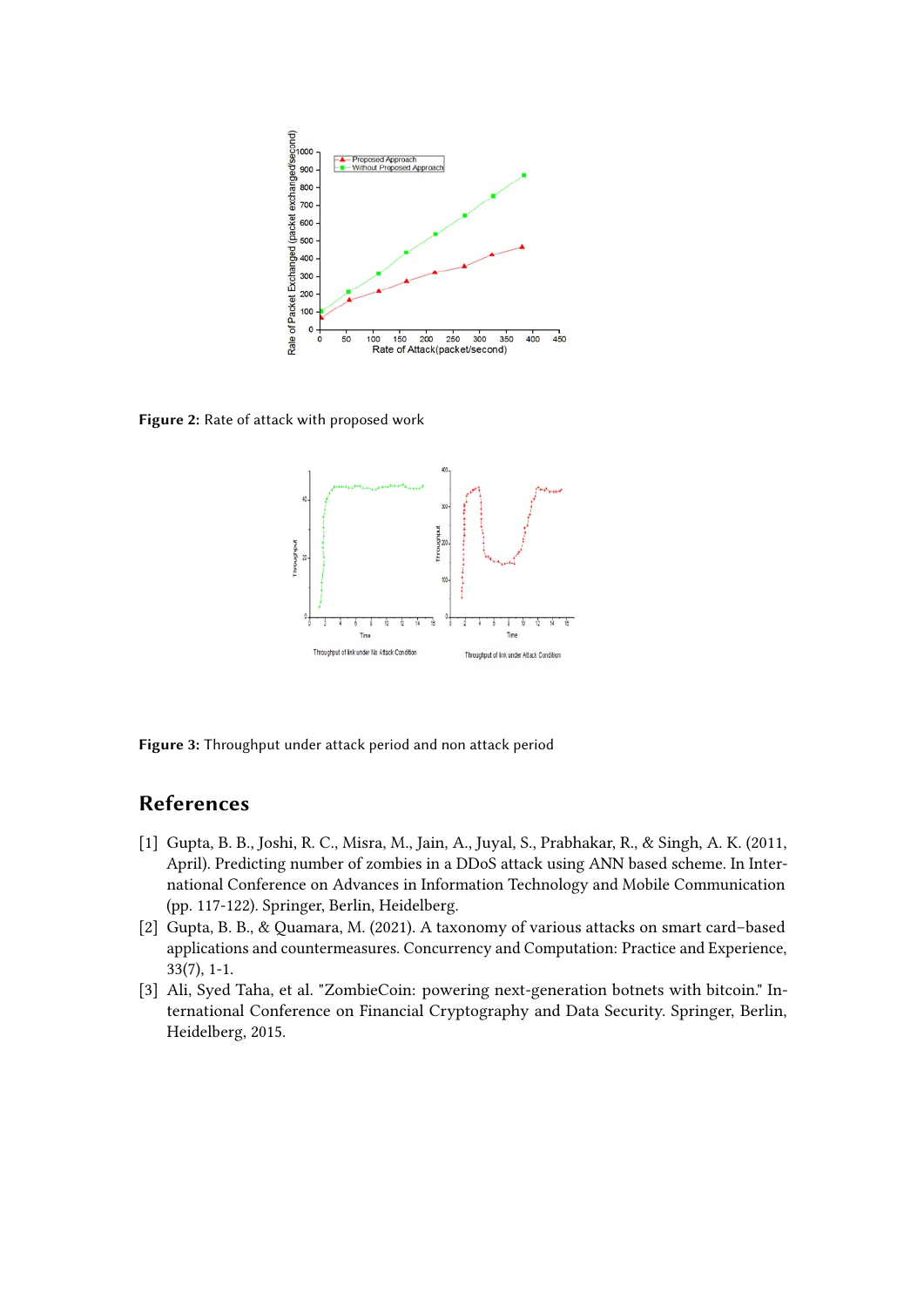Figure 2: Rate of attack with proposed work

Figure 3: Throughput under attack period and non attack period

## References

[1] Gupta, B. B., Joshi, R. C., Misra, M., Jain, A., Juyal, S., Prabhakar, R., & Singh, A. K. (2011, April). Predicting number of zombies in a DDoS attack using ANN based scheme. In International Conference on Advances in Information Technology and Mobile Communication (pp. 117-122). Springer, Berlin, Heidelberg.

[2] Gupta, B. B., & Quamara, M. (2021). A taxonomy of various attacks on smart card–based applications and countermeasures. Concurrency and Computation: Practice and Experience, 33(7), 1-1.

[3] Ali, Syed Taha, et al. "ZombieCoin: powering next-generation botnets with bitcoin." International Conference on Financial Cryptography and Data Security. Springer, Berlin, Heidelberg, 2015.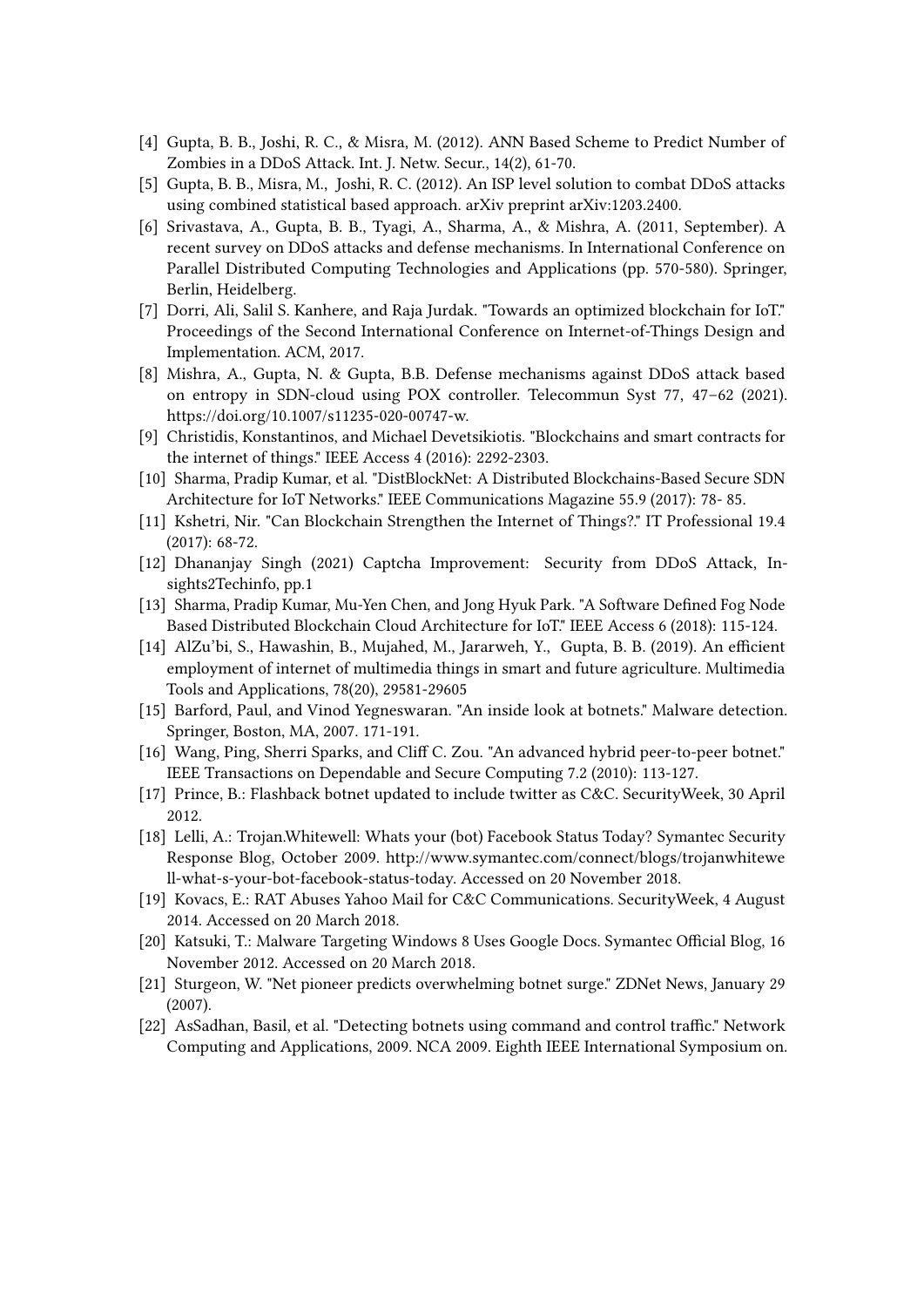[4] Gupta, B. B., Joshi, R. C., & Misra, M. (2012). ANN Based Scheme to Predict Number of Zombies in a DDoS Attack. Int. J. Netw. Secur., 14(2), 61-70.

[5] Gupta, B. B., Misra, M., Joshi, R. C. (2012). An ISP level solution to combat DDoS attacks using combined statistical based approach. arXiv preprint arXiv:1203.2400.

[6] Srivastava, A., Gupta, B. B., Tyagi, A., Sharma, A., & Mishra, A. (2011, September). A recent survey on DDoS attacks and defense mechanisms. In International Conference on Parallel Distributed Computing Technologies and Applications (pp. 570-580). Springer, Berlin, Heidelberg.

[7] Dorri, Ali, Salil S. Kanhere, and Raja Jurdak. "Towards an optimized blockchain for IoT." Proceedings of the Second International Conference on Internet-of-Things Design and Implementation. ACM, 2017.

[8] Mishra, A., Gupta, N. & Gupta, B.B. Defense mechanisms against DDoS attack based on entropy in SDN-cloud using POX controller. Telecommun Syst 77, 47–62 (2021). https://doi.org/10.1007/s11235-020-00747-w.

[9] Christidis, Konstantinos, and Michael Devetsikiotis. "Blockchains and smart contracts for the internet of things." IEEE Access 4 (2016): 2292-2303.

[10] Sharma, Pradip Kumar, et al. "DistBlockNet: A Distributed Blockchains-Based Secure SDN Architecture for IoT Networks." IEEE Communications Magazine 55.9 (2017): 78- 85.

[11] Kshetri, Nir. "Can Blockchain Strengthen the Internet of Things?." IT Professional 19.4 (2017): 68-72.

[12] Dhananjay Singh (2021) Captcha Improvement: Security from DDoS Attack, Insights2Techinfo, pp.1

[13] Sharma, Pradip Kumar, Mu-Yen Chen, and Jong Hyuk Park. "A Software Defined Fog Node Based Distributed Blockchain Cloud Architecture for IoT." IEEE Access 6 (2018): 115-124.

[14] AlZu'bi, S., Hawashin, B., Mujahed, M., Jararweh, Y., Gupta, B. B. (2019). An efficient employment of internet of multimedia things in smart and future agriculture. Multimedia Tools and Applications, 78(20), 29581-29605

[15] Barford, Paul, and Vinod Yegneswaran. "An inside look at botnets." Malware detection. Springer, Boston, MA, 2007. 171-191.

[16] Wang, Ping, Sherri Sparks, and Cliff C. Zou. "An advanced hybrid peer-to-peer botnet." IEEE Transactions on Dependable and Secure Computing 7.2 (2010): 113-127.

[17] Prince, B.: Flashback botnet updated to include twitter as C&C. SecurityWeek, 30 April 2012.

[18] Lelli, A.: Trojan.Whitewell: Whats your (bot) Facebook Status Today? Symantec Security Response Blog, October 2009. http://www.symantec.com/connect/blogs/trojanwhitewell-what-s-your-bot-facebook-status-today. Accessed on 20 November 2018.

[19] Kovacs, E.: RAT Abuses Yahoo Mail for C&C Communications. SecurityWeek, 4 August 2014. Accessed on 20 March 2018.

[20] Katsuki, T.: Malware Targeting Windows 8 Uses Google Docs. Symantec Official Blog, 16 November 2012. Accessed on 20 March 2018.

[21] Sturgeon, W. "Net pioneer predicts overwhelming botnet surge." ZDNet News, January 29 (2007).

[22] AsSadhan, Basil, et al. "Detecting botnets using command and control traffic." Network Computing and Applications, 2009. NCA 2009. Eighth IEEE International Symposium on.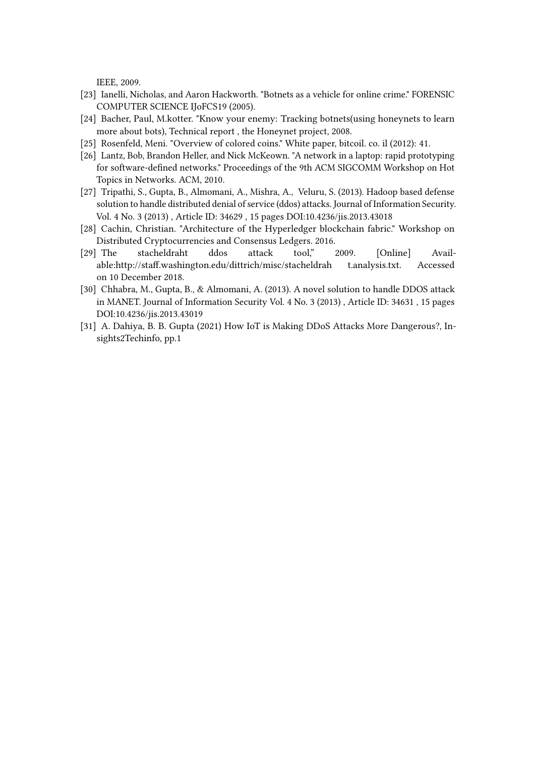IEEE, 2009.

[23] Ianelli, Nicholas, and Aaron Hackworth. "Botnets as a vehicle for online crime." FORENSIC COMPUTER SCIENCE IJoFCS19 (2005).

[24] Bacher, Paul, M.kotter. "Know your enemy: Tracking botnets(using honeynets to learn more about bots), Technical report , the Honeynet project, 2008.

[25] Rosenfeld, Meni. "Overview of colored coins." White paper, bitcoil. co. il (2012): 41.

[26] Lantz, Bob, Brandon Heller, and Nick McKeown. "A network in a laptop: rapid prototyping for software-defined networks." Proceedings of the 9th ACM SIGCOMM Workshop on Hot Topics in Networks. ACM, 2010.

[27] Tripathi, S., Gupta, B., Almomani, A., Mishra, A., Veluru, S. (2013). Hadoop based defense solution to handle distributed denial of service (ddos) attacks. Journal of Information Security. Vol. 4 No. 3 (2013) , Article ID: 34629 , 15 pages DOI:10.4236/jis.2013.43018

[28] Cachin, Christian. "Architecture of the Hyperledger blockchain fabric." Workshop on Distributed Cryptocurrencies and Consensus Ledgers. 2016.

[29] The stacheldraht ddos attack tool," 2009. [Online] Available:http://staff.washington.edu/dittrich/misc/stacheldrah t.analysis.txt. Accessed on 10 December 2018.

[30] Chhabra, M., Gupta, B., & Almomani, A. (2013). A novel solution to handle DDOS attack in MANET. Journal of Information Security Vol. 4 No. 3 (2013) , Article ID: 34631 , 15 pages DOI:10.4236/jis.2013.43019

[31] A. Dahiya, B. B. Gupta (2021) How IoT is Making DDoS Attacks More Dangerous?, Insights2Techinfo, pp.1